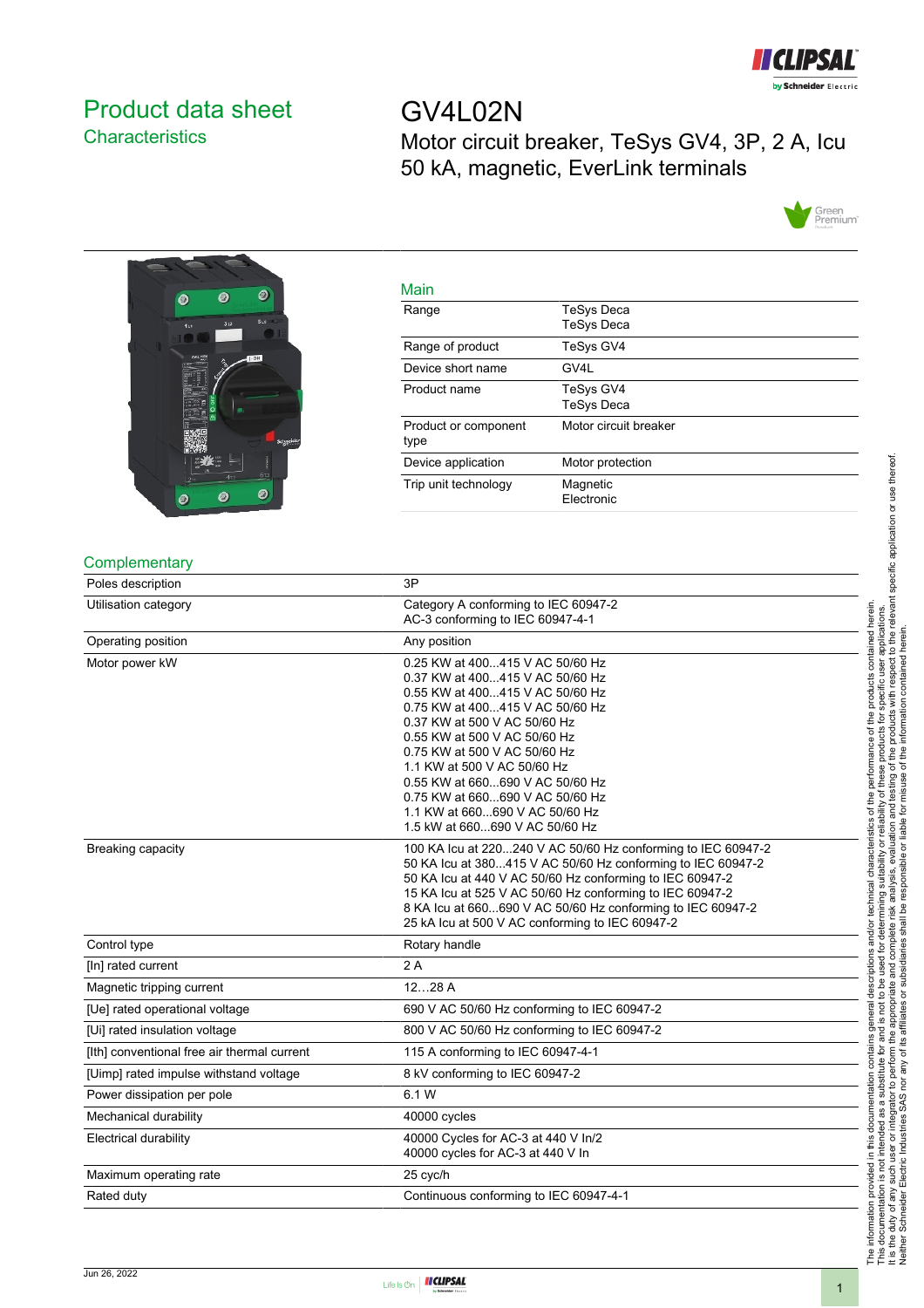# Product data sheet

## Characteristics

# GV4L02N

Motor circuit breaker, TeSys GV4, 3P, 2 A, Icu 50 kA, magnetic, EverLink terminals

## Main

| | |
|---|---|
| Range | TeSys Deca<br>TeSys Deca |
| Range of product | TeSys GV4 |
| Device short name | GV4L |
| Product name | TeSys GV4<br>TeSys Deca |
| Product or component type | Motor circuit breaker |
| Device application | Motor protection |
| Trip unit technology | Magnetic<br>Electronic |

## Complementary

| | |
|---|---|
| Poles description | 3P |
| Utilisation category | Category A conforming to IEC 60947-2<br>AC-3 conforming to IEC 60947-4-1 |
| Operating position | Any position |
| Motor power kW | 0.25 KW at 400...415 V AC 50/60 Hz<br>0.37 KW at 400...415 V AC 50/60 Hz<br>0.55 KW at 400...415 V AC 50/60 Hz<br>0.75 KW at 400...415 V AC 50/60 Hz<br>0.37 KW at 500 V AC 50/60 Hz<br>0.55 KW at 500 V AC 50/60 Hz<br>0.75 KW at 500 V AC 50/60 Hz<br>1.1 KW at 500 V AC 50/60 Hz<br>0.55 KW at 660...690 V AC 50/60 Hz<br>0.75 KW at 660...690 V AC 50/60 Hz<br>1.1 KW at 660...690 V AC 50/60 Hz<br>1.5 kW at 660...690 V AC 50/60 Hz |
| Breaking capacity | 100 KA Icu at 220...240 V AC 50/60 Hz conforming to IEC 60947-2<br>50 KA Icu at 380...415 V AC 50/60 Hz conforming to IEC 60947-2<br>50 KA Icu at 440 V AC 50/60 Hz conforming to IEC 60947-2<br>15 KA Icu at 525 V AC 50/60 Hz conforming to IEC 60947-2<br>8 KA Icu at 660...690 V AC 50/60 Hz conforming to IEC 60947-2<br>25 kA Icu at 500 V AC conforming to IEC 60947-2 |
| Control type | Rotary handle |
| [In] rated current | 2 A |
| Magnetic tripping current | 12…28 A |
| [Ue] rated operational voltage | 690 V AC 50/60 Hz conforming to IEC 60947-2 |
| [Ui] rated insulation voltage | 800 V AC 50/60 Hz conforming to IEC 60947-2 |
| [Ith] conventional free air thermal current | 115 A conforming to IEC 60947-4-1 |
| [Uimp] rated impulse withstand voltage | 8 kV conforming to IEC 60947-2 |
| Power dissipation per pole | 6.1 W |
| Mechanical durability | 40000 cycles |
| Electrical durability | 40000 Cycles for AC-3 at 440 V In/2<br>40000 cycles for AC-3 at 440 V In |
| Maximum operating rate | 25 cyc/h |
| Rated duty | Continuous conforming to IEC 60947-4-1 |

The information provided in this documentation contains general descriptions and/or technical characteristics of the performance of the products contained herein. This documentation is not intended as a substitute for and is not to be used for determining suitability or reliability of these products for specific user applications. It is the duty of any such user or integrator to perform the appropriate and complete risk analysis, evaluation and testing of the products with respect to the relevant specific application or use thereof. Neither Schneider Electric Industries SAS nor any of its affiliates or subsidiaries shall be responsible or liable for misuse of the information contained herein.

Jun 26, 2022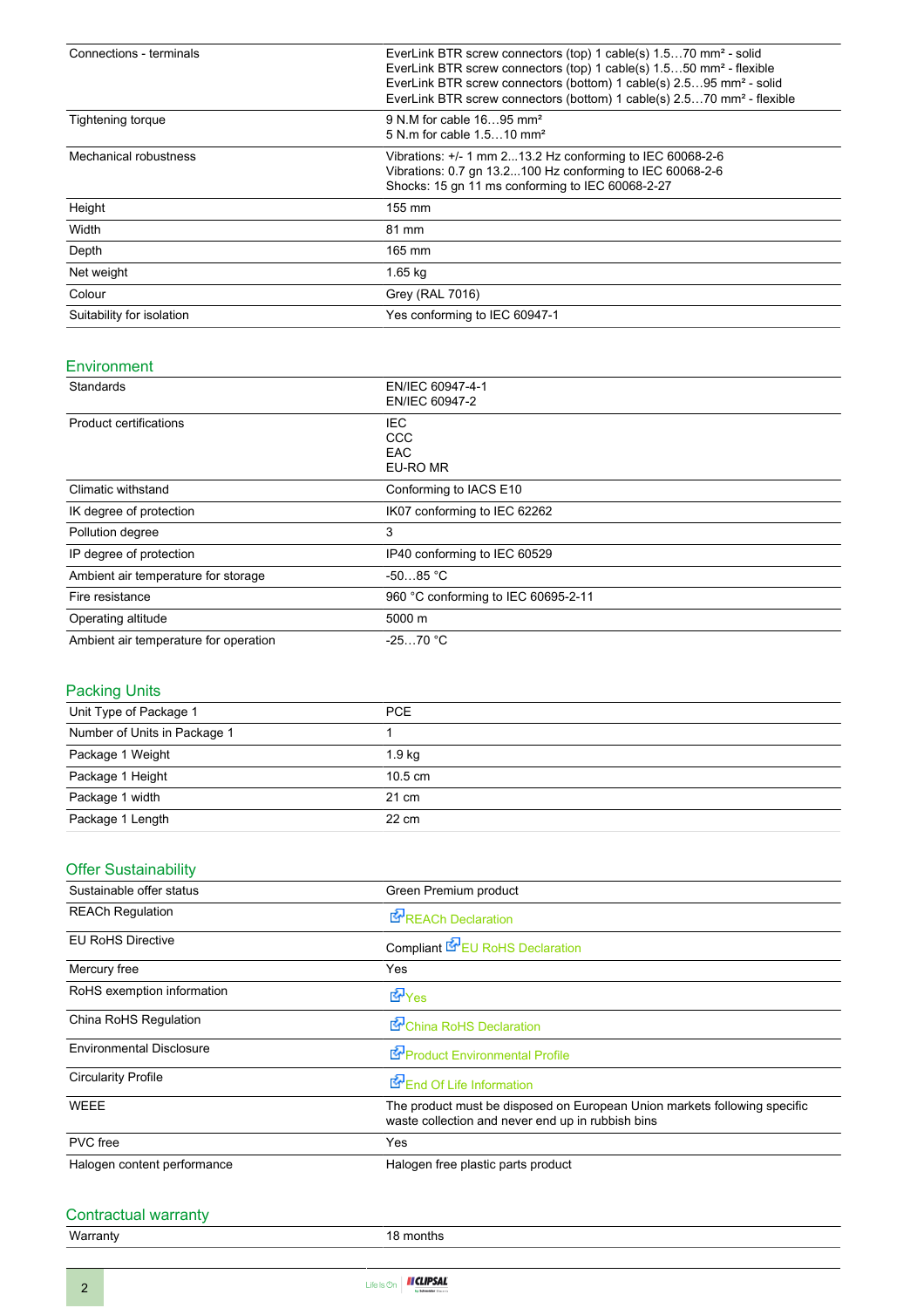| | |
|---|---|
| Connections - terminals | EverLink BTR screw connectors (top) 1 cable(s) 1.5…70 mm² - solid<br>EverLink BTR screw connectors (top) 1 cable(s) 1.5…50 mm² - flexible<br>EverLink BTR screw connectors (bottom) 1 cable(s) 2.5…95 mm² - solid<br>EverLink BTR screw connectors (bottom) 1 cable(s) 2.5…70 mm² - flexible |
| Tightening torque | 9 N.M for cable 16…95 mm²<br>5 N.m for cable 1.5…10 mm² |
| Mechanical robustness | Vibrations: +/- 1 mm 2...13.2 Hz conforming to IEC 60068-2-6<br>Vibrations: 0.7 gn 13.2...100 Hz conforming to IEC 60068-2-6<br>Shocks: 15 gn 11 ms conforming to IEC 60068-2-27 |
| Height | 155 mm |
| Width | 81 mm |
| Depth | 165 mm |
| Net weight | 1.65 kg |
| Colour | Grey (RAL 7016) |
| Suitability for isolation | Yes conforming to IEC 60947-1 |

## Environment

| | |
|---|---|
| Standards | EN/IEC 60947-4-1<br>EN/IEC 60947-2 |
| Product certifications | IEC<br>CCC<br>EAC<br>EU-RO MR |
| Climatic withstand | Conforming to IACS E10 |
| IK degree of protection | IK07 conforming to IEC 62262 |
| Pollution degree | 3 |
| IP degree of protection | IP40 conforming to IEC 60529 |
| Ambient air temperature for storage | -50…85 °C |
| Fire resistance | 960 °C conforming to IEC 60695-2-11 |
| Operating altitude | 5000 m |
| Ambient air temperature for operation | -25…70 °C |

## Packing Units

| | |
|---|---|
| Unit Type of Package 1 | PCE |
| Number of Units in Package 1 | 1 |
| Package 1 Weight | 1.9 kg |
| Package 1 Height | 10.5 cm |
| Package 1 width | 21 cm |
| Package 1 Length | 22 cm |

## Offer Sustainability

| | |
|---|---|
| Sustainable offer status | Green Premium product |
| REACh Regulation | REACh Declaration |
| EU RoHS Directive | Compliant EU RoHS Declaration |
| Mercury free | Yes |
| RoHS exemption information | Yes |
| China RoHS Regulation | China RoHS Declaration |
| Environmental Disclosure | Product Environmental Profile |
| Circularity Profile | End Of Life Information |
| WEEE | The product must be disposed on European Union markets following specific waste collection and never end up in rubbish bins |
| PVC free | Yes |
| Halogen content performance | Halogen free plastic parts product |

## Contractual warranty

| | |
|---|---|
| Warranty | 18 months |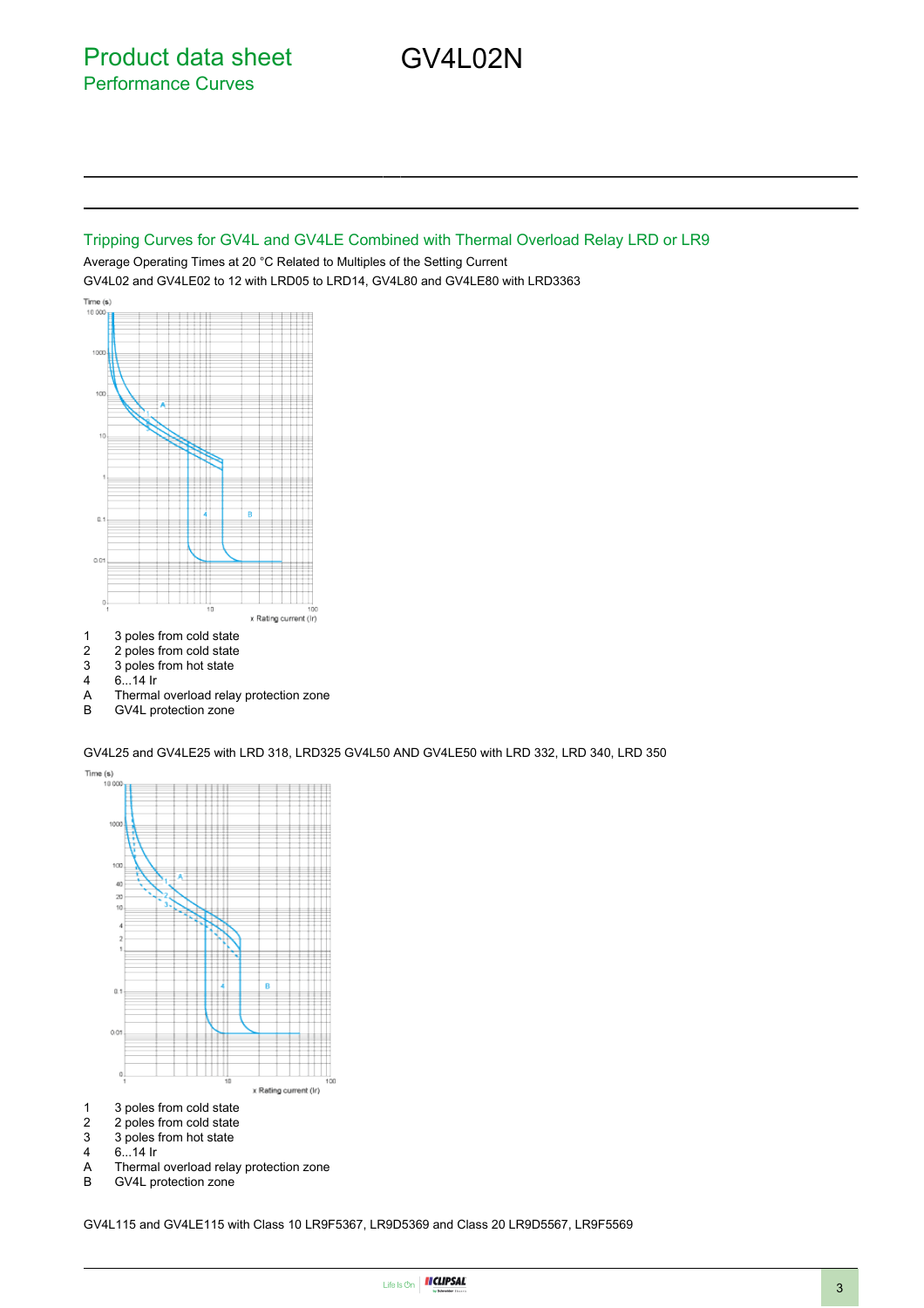# Product data sheet
## Performance Curves

# GV4L02N

### Tripping Curves for GV4L and GV4LE Combined with Thermal Overload Relay LRD or LR9

Average Operating Times at 20 °C Related to Multiples of the Setting Current

GV4L02 and GV4LE02 to 12 with LRD05 to LRD14, GV4L80 and GV4LE80 with LRD3363

| | |
|---|---|
| 1 | 3 poles from cold state |
| 2 | 2 poles from cold state |
| 3 | 3 poles from hot state |
| 4 | 6...14 Ir |
| A | Thermal overload relay protection zone |
| B | GV4L protection zone |

GV4L25 and GV4LE25 with LRD 318, LRD325 GV4L50 AND GV4LE50 with LRD 332, LRD 340, LRD 350

| | |
|---|---|
| 1 | 3 poles from cold state |
| 2 | 2 poles from cold state |
| 3 | 3 poles from hot state |
| 4 | 6...14 Ir |
| A | Thermal overload relay protection zone |
| B | GV4L protection zone |

GV4L115 and GV4LE115 with Class 10 LR9F5367, LR9D5369 and Class 20 LR9D5567, LR9F5569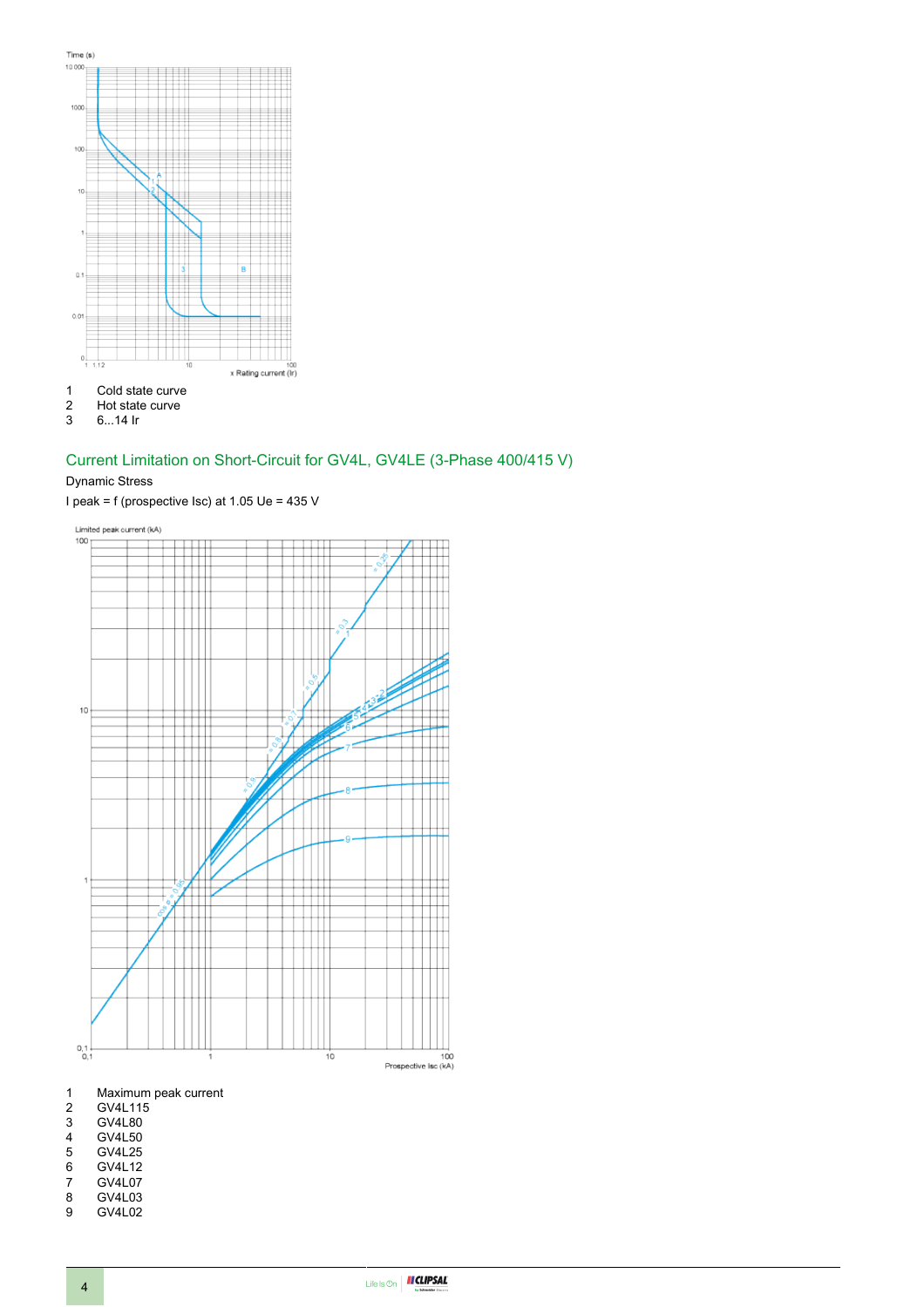1 Cold state curve
2 Hot state curve
3 6...14 Ir

## Current Limitation on Short-Circuit for GV4L, GV4LE (3-Phase 400/415 V)

Dynamic Stress

I peak = f (prospective Isc) at 1.05 Ue = 435 V

1 Maximum peak current
2 GV4L115
3 GV4L80
4 GV4L50
5 GV4L25
6 GV4L12
7 GV4L07
8 GV4L03
9 GV4L02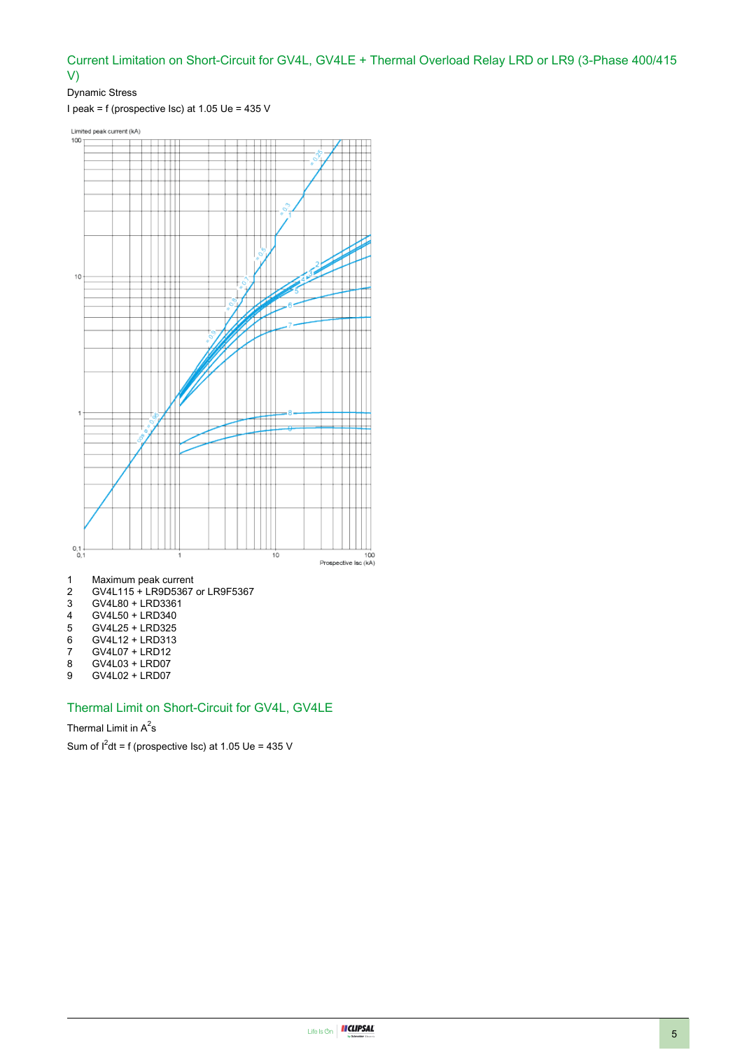## Current Limitation on Short-Circuit for GV4L, GV4LE + Thermal Overload Relay LRD or LR9 (3-Phase 400/415 V)

Dynamic Stress

I peak = f (prospective Isc) at 1.05 Ue = 435 V

1 Maximum peak current
2 GV4L115 + LR9D5367 or LR9F5367
3 GV4L80 + LRD3361
4 GV4L50 + LRD340
5 GV4L25 + LRD325
6 GV4L12 + LRD313
7 GV4L07 + LRD12
8 GV4L03 + LRD07
9 GV4L02 + LRD07

## Thermal Limit on Short-Circuit for GV4L, GV4LE

Thermal Limit in $A^2s$

Sum of $I^2dt$ = f (prospective Isc) at 1.05 Ue = 435 V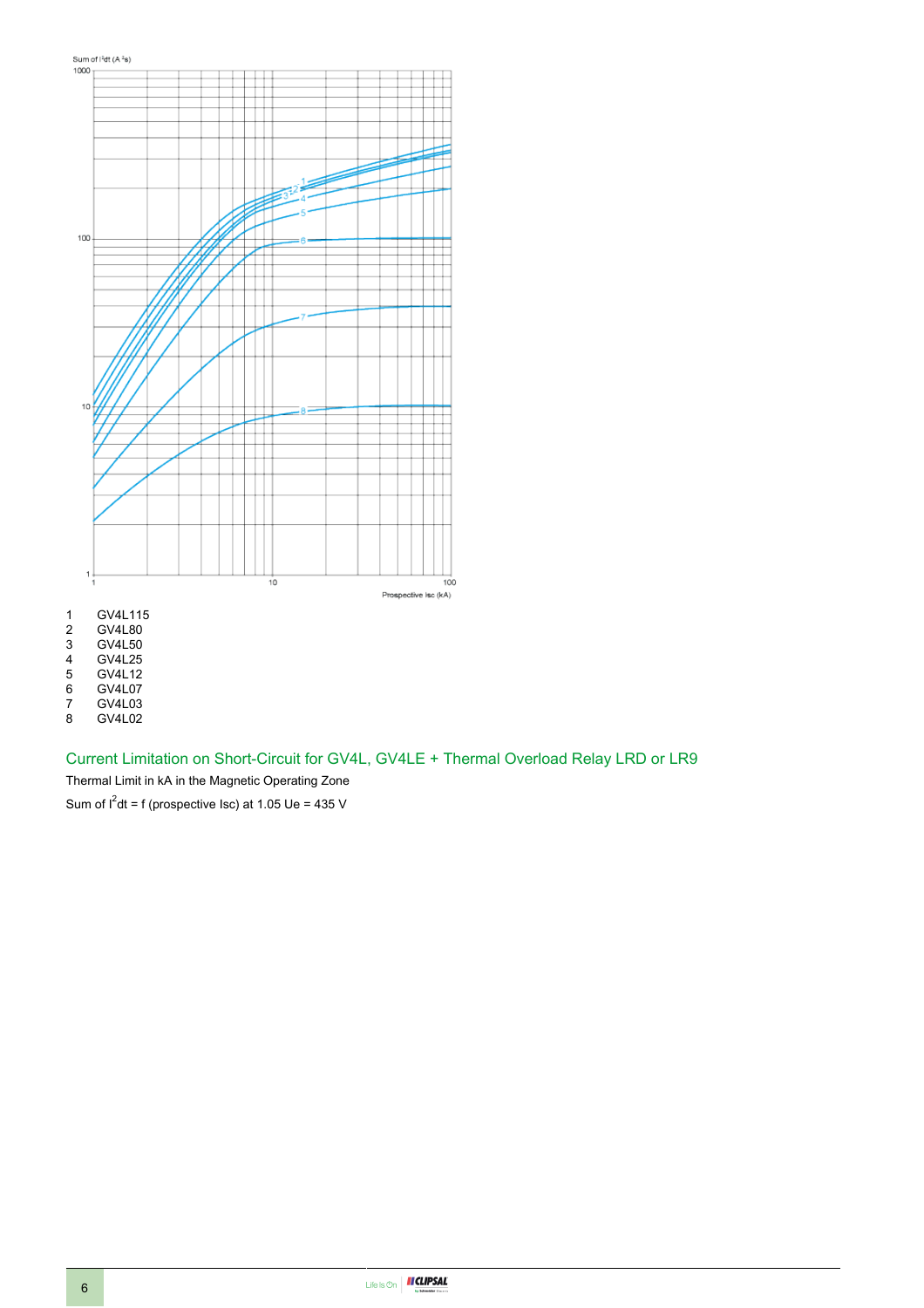Sum of $I^2dt$ ($A^2s$)

Prospective Isc (kA)

1 GV4L115
2 GV4L80
3 GV4L50
4 GV4L25
5 GV4L12
6 GV4L07
7 GV4L03
8 GV4L02

## Current Limitation on Short-Circuit for GV4L, GV4LE + Thermal Overload Relay LRD or LR9

Thermal Limit in kA in the Magnetic Operating Zone

Sum of $I^2dt$ = f (prospective Isc) at 1.05 Ue = 435 V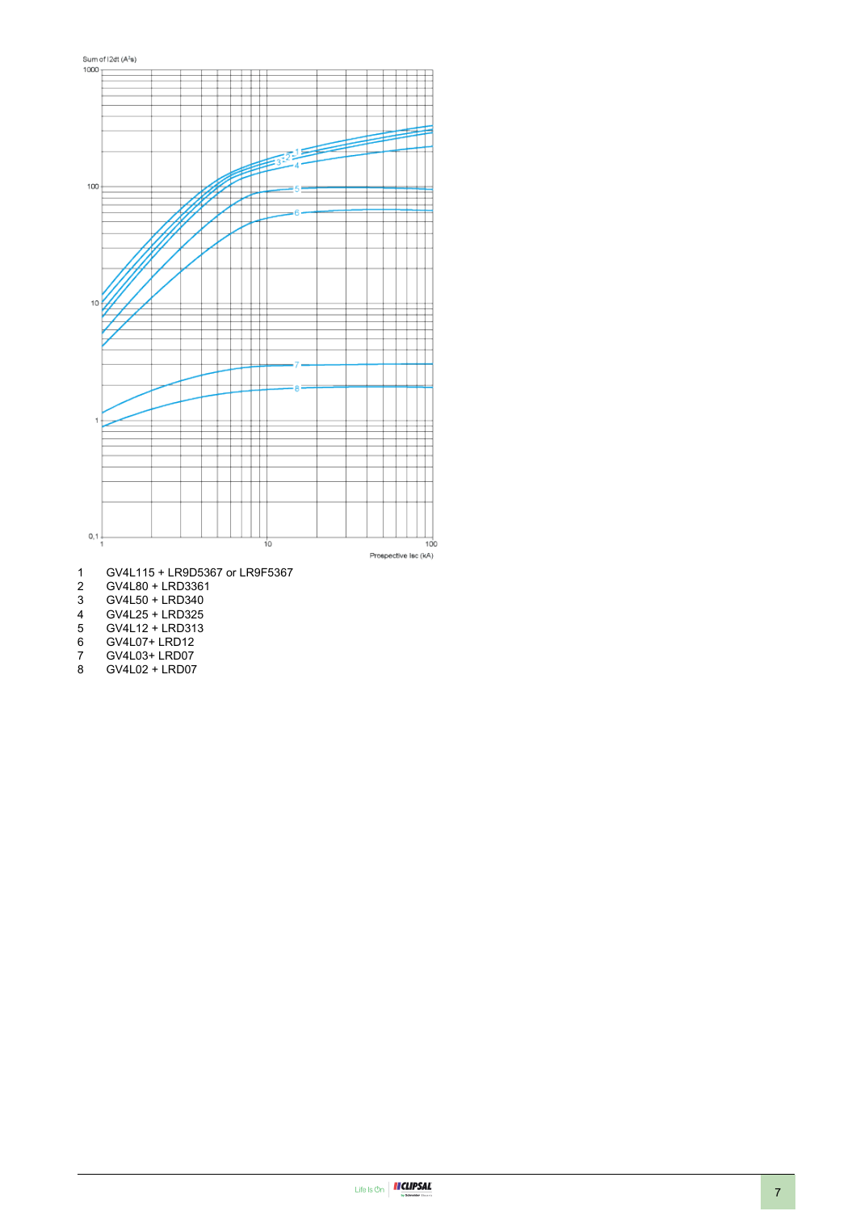Sum of I2dt (A²s)

1000

100

10

1

0,1

1 10 100

Prospective Isc (kA)

1 GV4L115 + LR9D5367 or LR9F5367
2 GV4L80 + LRD3361
3 GV4L50 + LRD340
4 GV4L25 + LRD325
5 GV4L12 + LRD313
6 GV4L07+ LRD12
7 GV4L03+ LRD07
8 GV4L02 + LRD07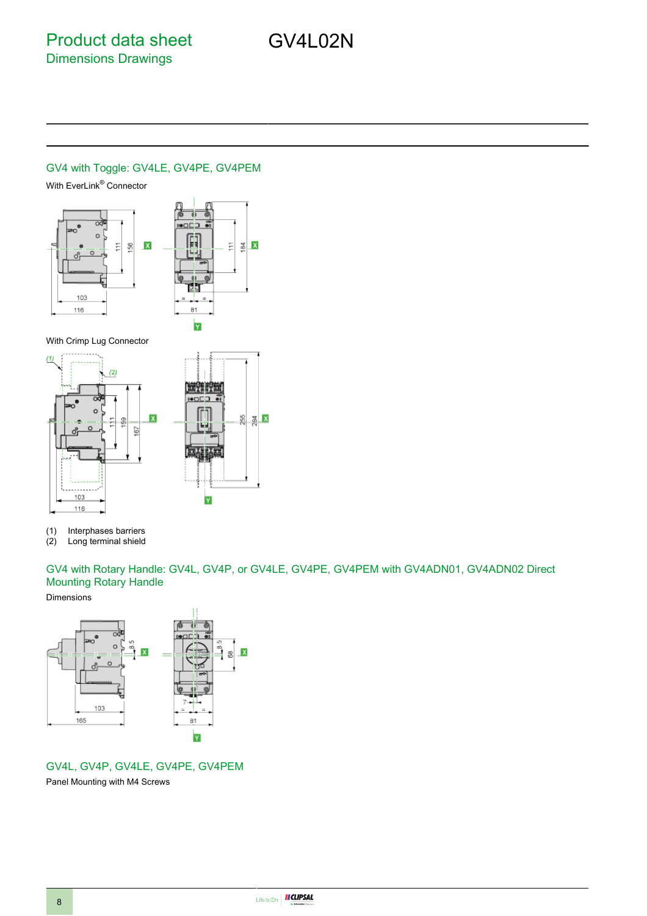## GV4 with Toggle: GV4LE, GV4PE, GV4PEM

With EverLink® Connector

With Crimp Lug Connector

(1) Interphases barriers
(2) Long terminal shield

## GV4 with Rotary Handle: GV4L, GV4P, or GV4LE, GV4PE, GV4PEM with GV4ADN01, GV4ADN02 Direct Mounting Rotary Handle

Dimensions

## GV4L, GV4P, GV4LE, GV4PE, GV4PEM

Panel Mounting with M4 Screws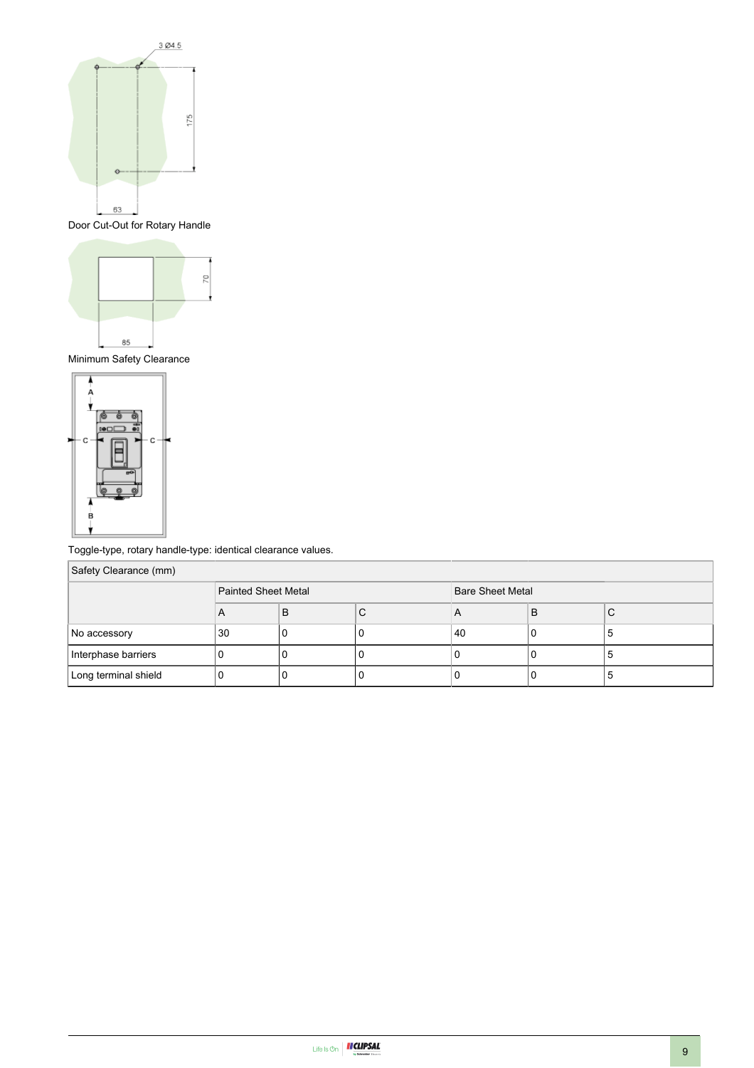Door Cut-Out for Rotary Handle

Minimum Safety Clearance

Toggle-type, rotary handle-type: identical clearance values.

| Safety Clearance (mm) | | | | | | |
|---|---|---|---|---|---|---|
| | Painted Sheet Metal | | | Bare Sheet Metal | | |
| | A | B | C | A | B | C |
| No accessory | 30 | 0 | 0 | 40 | 0 | 5 |
| Interphase barriers | 0 | 0 | 0 | 0 | 0 | 5 |
| Long terminal shield | 0 | 0 | 0 | 0 | 0 | 5 |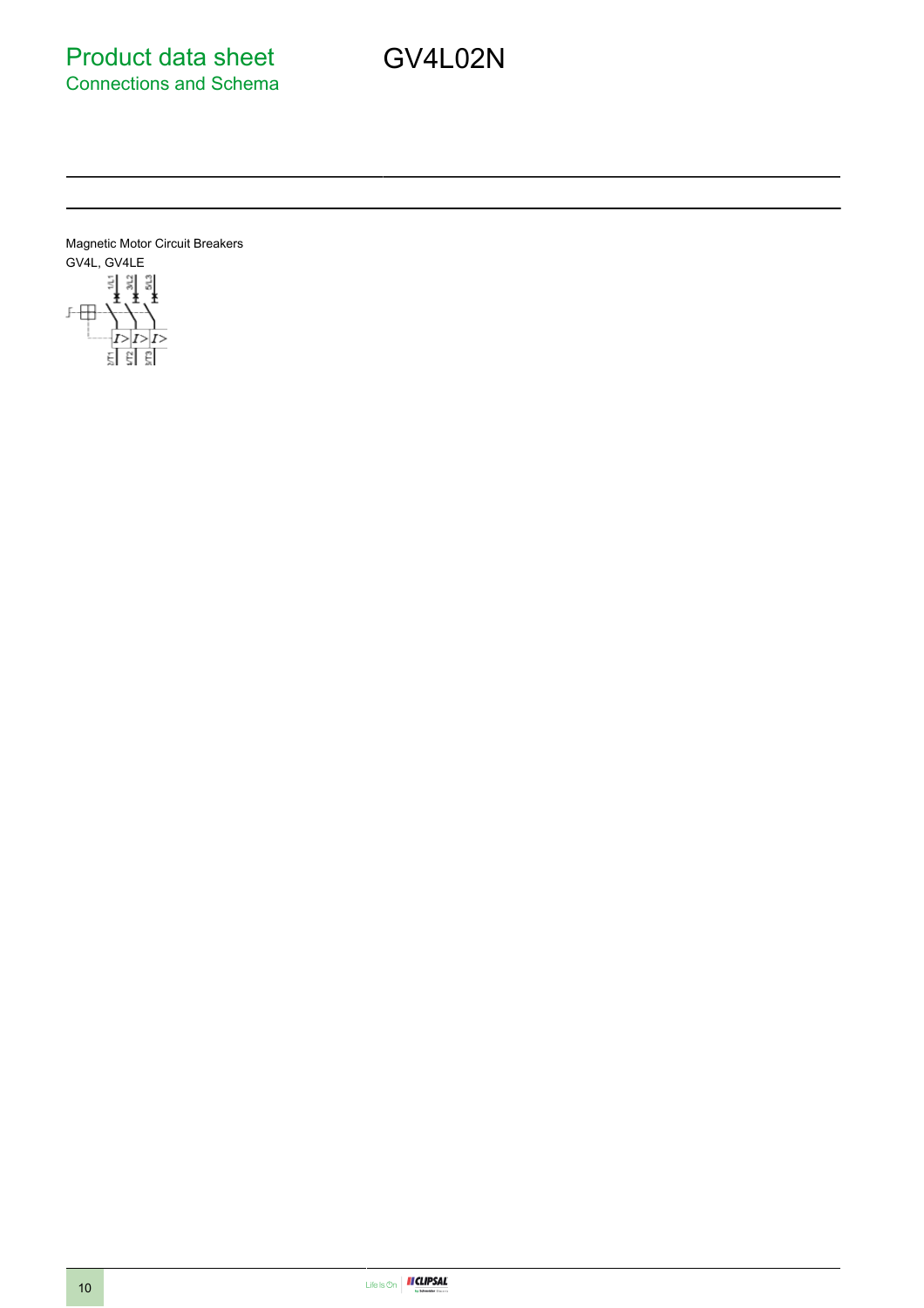# Product data sheet
## Connections and Schema

# GV4L02N

Magnetic Motor Circuit Breakers
GV4L, GV4LE

1/L1 3/L2 5/L3

I> I> I>

2/T1 4/T2 6/T3